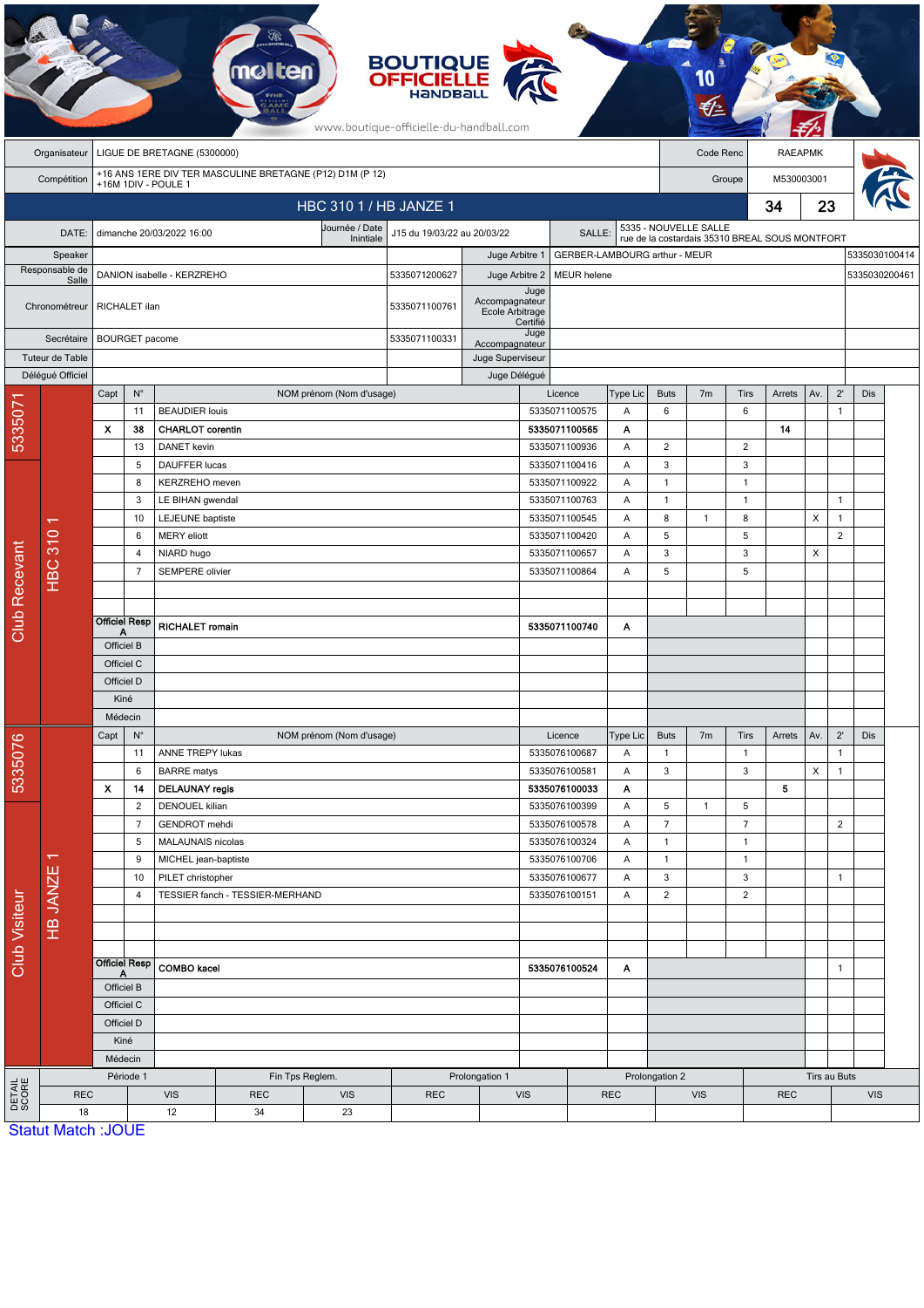BOUTIQUE OFFICIELLE HANDBALL

www.boutique-officielle-du-handball.com

| | | | |
|---|---|---|---|
| Organisateur | LIGUE DE BRETAGNE (5300000) | Code Renc | RAEAPMK |
| Compétition | +16 ANS 1ERE DIV TER MASCULINE BRETAGNE (P12) D1M (P 12) +16M 1DIV - POULE 1 | Groupe | M530003001 |

## HBC 310 1 / HB JANZE 1 — 34 / 23

| | | | | | |
|---|---|---|---|---|---|
| DATE: | dimanche 20/03/2022 16:00 | Journée / Date Initiale | J15 du 19/03/22 au 20/03/22 | SALLE: | 5335 - NOUVELLE SALLE rue de la costardais 35310 BREAL SOUS MONTFORT |

| | | | | | |
|---|---|---|---|---|---|
| Speaker | | | Juge Arbitre 1 | GERBER-LAMBOURG arthur - MEUR | 5335030100414 |
| Responsable de Salle | DANION isabelle - KERZREHO | 5335071200627 | Juge Arbitre 2 | MEUR helene | 5335030200461 |
| Chronométreur | RICHALET ilan | 5335071100761 | Juge Accompagnateur Ecole Arbitrage Certifié | | |
| Secrétaire | BOURGET pacome | 5335071100331 | Juge Accompagnateur | | |
| Tuteur de Table | | | Juge Superviseur | | |
| Délégué Officiel | | | Juge Délégué | | |

### Club Recevant — 5335071 — HBC 310 1

| Capt | N° | NOM prénom (Nom d'usage) | Licence | Type Lic | Buts | 7m | Tirs | Arrets | Av. | 2' | Dis |
|---|---|---|---|---|---|---|---|---|---|---|---|
| | 11 | BEAUDIER louis | 5335071100575 | A | 6 | | 6 | | | 1 | |
| X | 38 | **CHARLOT corentin** | **5335071100565** | **A** | | | | **14** | | | |
| | 13 | DANET kevin | 5335071100936 | A | 2 | | 2 | | | | |
| | 5 | DAUFFER lucas | 5335071100416 | A | 3 | | 3 | | | | |
| | 8 | KERZREHO meven | 5335071100922 | A | 1 | | 1 | | | | |
| | 3 | LE BIHAN gwendal | 5335071100763 | A | 1 | | 1 | | | 1 | |
| | 10 | LEJEUNE baptiste | 5335071100545 | A | 8 | 1 | 8 | | X | 1 | |
| | 6 | MERY eliott | 5335071100420 | A | 5 | | 5 | | | 2 | |
| | 4 | NIARD hugo | 5335071100657 | A | 3 | | 3 | | X | | |
| | 7 | SEMPERE olivier | 5335071100864 | A | 5 | | 5 | | | | |
| Officiel Resp A | | **RICHALET romain** | **5335071100740** | **A** | | | | | | | |
| Officiel B | | | | | | | | | | | |
| Officiel C | | | | | | | | | | | |
| Officiel D | | | | | | | | | | | |
| Kiné | | | | | | | | | | | |
| Médecin | | | | | | | | | | | |

### Club Visiteur — 5335076 — HB JANZE 1

| Capt | N° | NOM prénom (Nom d'usage) | Licence | Type Lic | Buts | 7m | Tirs | Arrets | Av. | 2' | Dis |
|---|---|---|---|---|---|---|---|---|---|---|---|
| | 11 | ANNE TREPY lukas | 5335076100687 | A | 1 | | 1 | | | 1 | |
| | 6 | BARRE matys | 5335076100581 | A | 3 | | 3 | | X | 1 | |
| X | 14 | **DELAUNAY regis** | **5335076100033** | **A** | | | | **5** | | | |
| | 2 | DENOUEL kilian | 5335076100399 | A | 5 | 1 | 5 | | | | |
| | 7 | GENDROT mehdi | 5335076100578 | A | 7 | | 7 | | | 2 | |
| | 5 | MALAUNAIS nicolas | 5335076100324 | A | 1 | | 1 | | | | |
| | 9 | MICHEL jean-baptiste | 5335076100706 | A | 1 | | 1 | | | | |
| | 10 | PILET christopher | 5335076100677 | A | 3 | | 3 | | | 1 | |
| | 4 | TESSIER fanch - TESSIER-MERHAND | 5335076100151 | A | 2 | | 2 | | | | |
| Officiel Resp A | | **COMBO kacel** | **5335076100524** | **A** | | | | | | 1 | |
| Officiel B | | | | | | | | | | | |
| Officiel C | | | | | | | | | | | |
| Officiel D | | | | | | | | | | | |
| Kiné | | | | | | | | | | | |
| Médecin | | | | | | | | | | | |

### DETAIL SCORE

| Période 1 | | Fin Tps Reglem. | | Prolongation 1 | | Prolongation 2 | | Tirs au Buts | |
|---|---|---|---|---|---|---|---|---|---|
| REC | VIS | REC | VIS | REC | VIS | REC | VIS | REC | VIS |
| 18 | 12 | 34 | 23 | | | | | | |

Statut Match :JOUE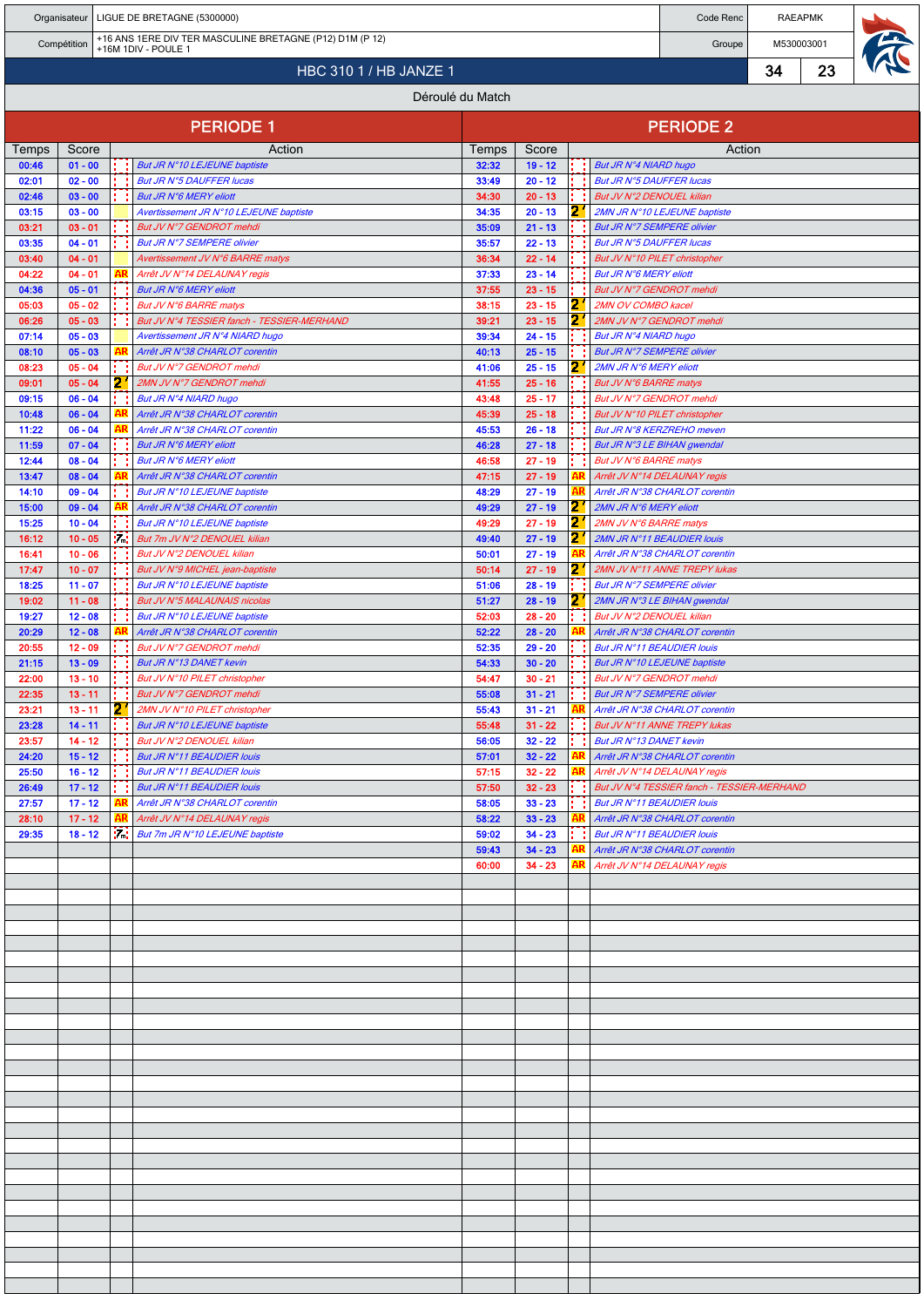| Organisateur | LIGUE DE BRETAGNE (5300000) | Code Renc | RAEAPMK |
|---|---|---|---|
| Compétition | +16 ANS 1ERE DIV TER MASCULINE BRETAGNE (P12) D1M (P 12) +16M 1DIV - POULE 1 | Groupe | M530003001 |

## HBC 310 1 / HB JANZE 1 — 34 / 23

### Déroulé du Match

| PERIODE 1 | | | | PERIODE 2 | | | |
|---|---|---|---|---|---|---|---|
| Temps | Score | | Action | Temps | Score | | Action |
| 00:46 | 01 - 00 | | But JR N°10 LEJEUNE baptiste | 32:32 | 19 - 12 | | But JR N°4 NIARD hugo |
| 02:01 | 02 - 00 | | But JR N°5 DAUFFER lucas | 33:49 | 20 - 12 | | But JR N°5 DAUFFER lucas |
| 02:46 | 03 - 00 | | But JR N°6 MERY eliott | 34:30 | 20 - 13 | | But JV N°2 DENOUEL kilian |
| 03:15 | 03 - 00 | | Avertissement JR N°10 LEJEUNE baptiste | 34:35 | 20 - 13 | 2' | 2MN JR N°10 LEJEUNE baptiste |
| 03:21 | 03 - 01 | | But JV N°7 GENDROT mehdi | 35:09 | 21 - 13 | | But JR N°7 SEMPERE olivier |
| 03:35 | 04 - 01 | | But JR N°7 SEMPERE olivier | 35:57 | 22 - 13 | | But JR N°5 DAUFFER lucas |
| 03:40 | 04 - 01 | | Avertissement JV N°6 BARRE matys | 36:34 | 22 - 14 | | But JV N°10 PILET christopher |
| 04:22 | 04 - 01 | AR | Arrêt JV N°14 DELAUNAY regis | 37:33 | 23 - 14 | | But JR N°6 MERY eliott |
| 04:36 | 05 - 01 | | But JR N°6 MERY eliott | 37:55 | 23 - 15 | | But JV N°7 GENDROT mehdi |
| 05:03 | 05 - 02 | | But JV N°6 BARRE matys | 38:15 | 23 - 15 | 2' | 2MN OV COMBO kacel |
| 06:26 | 05 - 03 | | But JV N°4 TESSIER fanch - TESSIER-MERHAND | 39:21 | 23 - 15 | 2' | 2MN JV N°7 GENDROT mehdi |
| 07:14 | 05 - 03 | | Avertissement JR N°4 NIARD hugo | 39:34 | 24 - 15 | | But JR N°4 NIARD hugo |
| 08:10 | 05 - 03 | AR | Arrêt JR N°38 CHARLOT corentin | 40:13 | 25 - 15 | | But JR N°7 SEMPERE olivier |
| 08:23 | 05 - 04 | | But JV N°7 GENDROT mehdi | 41:06 | 25 - 15 | 2' | 2MN JR N°6 MERY eliott |
| 09:01 | 05 - 04 | 2' | 2MN JV N°7 GENDROT mehdi | 41:55 | 25 - 16 | | But JV N°6 BARRE matys |
| 09:15 | 06 - 04 | | But JR N°4 NIARD hugo | 43:48 | 25 - 17 | | But JV N°7 GENDROT mehdi |
| 10:48 | 06 - 04 | AR | Arrêt JR N°38 CHARLOT corentin | 45:39 | 25 - 18 | | But JV N°10 PILET christopher |
| 11:22 | 06 - 04 | AR | Arrêt JR N°38 CHARLOT corentin | 45:53 | 26 - 18 | | But JR N°8 KERZREHO meven |
| 11:59 | 07 - 04 | | But JR N°6 MERY eliott | 46:28 | 27 - 18 | | But JR N°3 LE BIHAN gwendal |
| 12:44 | 08 - 04 | | But JR N°6 MERY eliott | 46:58 | 27 - 19 | | But JV N°6 BARRE matys |
| 13:47 | 08 - 04 | AR | Arrêt JR N°38 CHARLOT corentin | 47:15 | 27 - 19 | AR | Arrêt JV N°14 DELAUNAY regis |
| 14:10 | 09 - 04 | | But JR N°10 LEJEUNE baptiste | 48:29 | 27 - 19 | AR | Arrêt JR N°38 CHARLOT corentin |
| 15:00 | 09 - 04 | AR | Arrêt JR N°38 CHARLOT corentin | 49:29 | 27 - 19 | 2' | 2MN JR N°6 MERY eliott |
| 15:25 | 10 - 04 | | But JR N°10 LEJEUNE baptiste | 49:29 | 27 - 19 | 2' | 2MN JV N°6 BARRE matys |
| 16:12 | 10 - 05 | 7m | But 7m JV N°2 DENOUEL kilian | 49:40 | 27 - 19 | 2' | 2MN JR N°11 BEAUDIER louis |
| 16:41 | 10 - 06 | | But JV N°2 DENOUEL kilian | 50:01 | 27 - 19 | AR | Arrêt JR N°38 CHARLOT corentin |
| 17:47 | 10 - 07 | | But JV N°9 MICHEL jean-baptiste | 50:14 | 27 - 19 | 2' | 2MN JV N°11 ANNE TREPY lukas |
| 18:25 | 11 - 07 | | But JR N°10 LEJEUNE baptiste | 51:06 | 28 - 19 | | But JR N°7 SEMPERE olivier |
| 19:02 | 11 - 08 | | But JV N°5 MALAUNAIS nicolas | 51:27 | 28 - 19 | 2' | 2MN JR N°3 LE BIHAN gwendal |
| 19:27 | 12 - 08 | | But JR N°10 LEJEUNE baptiste | 52:03 | 28 - 20 | | But JV N°2 DENOUEL kilian |
| 20:29 | 12 - 08 | AR | Arrêt JR N°38 CHARLOT corentin | 52:22 | 28 - 20 | AR | Arrêt JR N°38 CHARLOT corentin |
| 20:55 | 12 - 09 | | But JV N°7 GENDROT mehdi | 52:35 | 29 - 20 | | But JR N°11 BEAUDIER louis |
| 21:15 | 13 - 09 | | But JR N°13 DANET kevin | 54:33 | 30 - 20 | | But JR N°10 LEJEUNE baptiste |
| 22:00 | 13 - 10 | | But JV N°10 PILET christopher | 54:47 | 30 - 21 | | But JV N°7 GENDROT mehdi |
| 22:35 | 13 - 11 | | But JV N°7 GENDROT mehdi | 55:08 | 31 - 21 | | But JR N°7 SEMPERE olivier |
| 23:21 | 13 - 11 | 2' | 2MN JV N°10 PILET christopher | 55:43 | 31 - 21 | AR | Arrêt JR N°38 CHARLOT corentin |
| 23:28 | 14 - 11 | | But JR N°10 LEJEUNE baptiste | 55:48 | 31 - 22 | | But JV N°11 ANNE TREPY lukas |
| 23:57 | 14 - 12 | | But JV N°2 DENOUEL kilian | 56:05 | 32 - 22 | | But JR N°13 DANET kevin |
| 24:20 | 15 - 12 | | But JR N°11 BEAUDIER louis | 57:01 | 32 - 22 | AR | Arrêt JR N°38 CHARLOT corentin |
| 25:50 | 16 - 12 | | But JR N°11 BEAUDIER louis | 57:15 | 32 - 22 | AR | Arrêt JV N°14 DELAUNAY regis |
| 26:49 | 17 - 12 | | But JR N°11 BEAUDIER louis | 57:50 | 32 - 23 | | But JV N°4 TESSIER fanch - TESSIER-MERHAND |
| 27:57 | 17 - 12 | AR | Arrêt JR N°38 CHARLOT corentin | 58:05 | 33 - 23 | | But JR N°11 BEAUDIER louis |
| 28:10 | 17 - 12 | AR | Arrêt JV N°14 DELAUNAY regis | 58:22 | 33 - 23 | AR | Arrêt JR N°38 CHARLOT corentin |
| 29:35 | 18 - 12 | 7m | But 7m JR N°10 LEJEUNE baptiste | 59:02 | 34 - 23 | | But JR N°11 BEAUDIER louis |
| | | | | 59:43 | 34 - 23 | AR | Arrêt JR N°38 CHARLOT corentin |
| | | | | 60:00 | 34 - 23 | AR | Arrêt JV N°14 DELAUNAY regis |